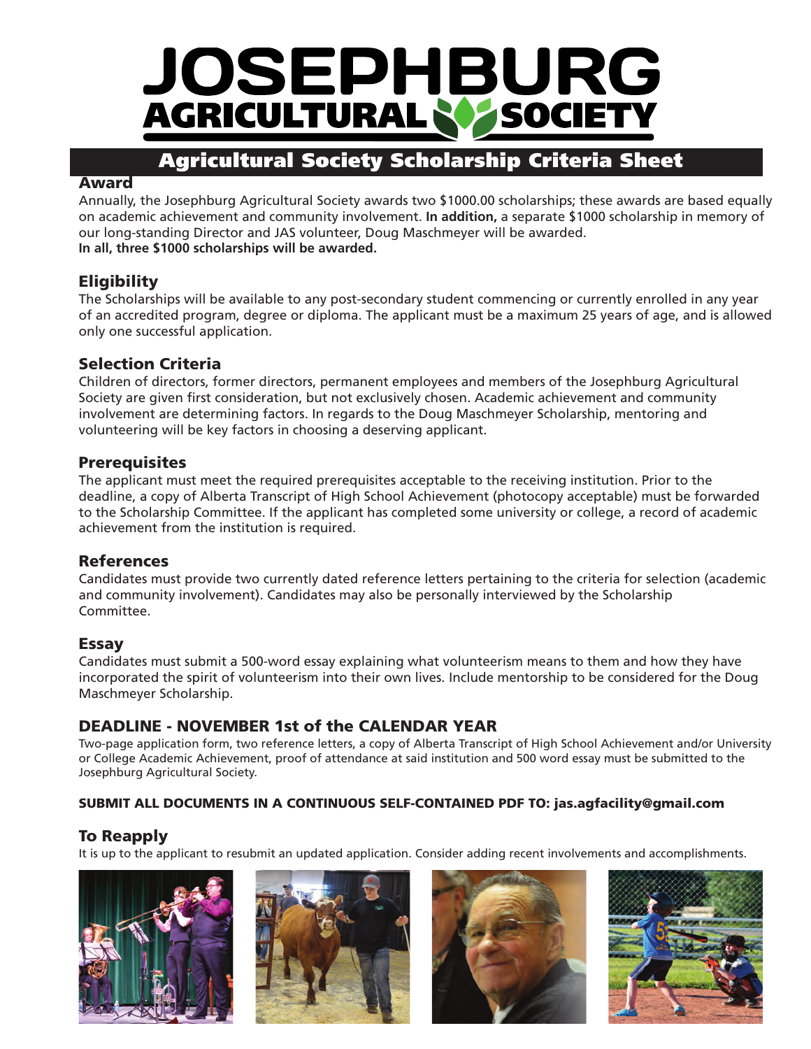# JOSEPHBURG AGRICULTURAL SOCIETY

## Agricultural Society Scholarship Criteria Sheet

### Award

Annually, the Josephburg Agricultural Society awards two $1000.00 scholarships; these awards are based equally on academic achievement and community involvement. **In addition,** a separate $1000 scholarship in memory of our long-standing Director and JAS volunteer, Doug Maschmeyer will be awarded.
**In all, three $1000 scholarships will be awarded.**

### Eligibility

The Scholarships will be available to any post-secondary student commencing or currently enrolled in any year of an accredited program, degree or diploma. The applicant must be a maximum 25 years of age, and is allowed only one successful application.

### Selection Criteria

Children of directors, former directors, permanent employees and members of the Josephburg Agricultural Society are given first consideration, but not exclusively chosen. Academic achievement and community involvement are determining factors. In regards to the Doug Maschmeyer Scholarship, mentoring and volunteering will be key factors in choosing a deserving applicant.

### Prerequisites

The applicant must meet the required prerequisites acceptable to the receiving institution. Prior to the deadline, a copy of Alberta Transcript of High School Achievement (photocopy acceptable) must be forwarded to the Scholarship Committee. If the applicant has completed some university or college, a record of academic achievement from the institution is required.

### References

Candidates must provide two currently dated reference letters pertaining to the criteria for selection (academic and community involvement). Candidates may also be personally interviewed by the Scholarship Committee.

### Essay

Candidates must submit a 500-word essay explaining what volunteerism means to them and how they have incorporated the spirit of volunteerism into their own lives. Include mentorship to be considered for the Doug Maschmeyer Scholarship.

### DEADLINE - NOVEMBER 1st of the CALENDAR YEAR

Two-page application form, two reference letters, a copy of Alberta Transcript of High School Achievement and/or University or College Academic Achievement, proof of attendance at said institution and 500 word essay must be submitted to the Josephburg Agricultural Society.

**SUBMIT ALL DOCUMENTS IN A CONTINUOUS SELF-CONTAINED PDF TO: jas.agfacility@gmail.com**

### To Reapply

It is up to the applicant to resubmit an updated application. Consider adding recent involvements and accomplishments.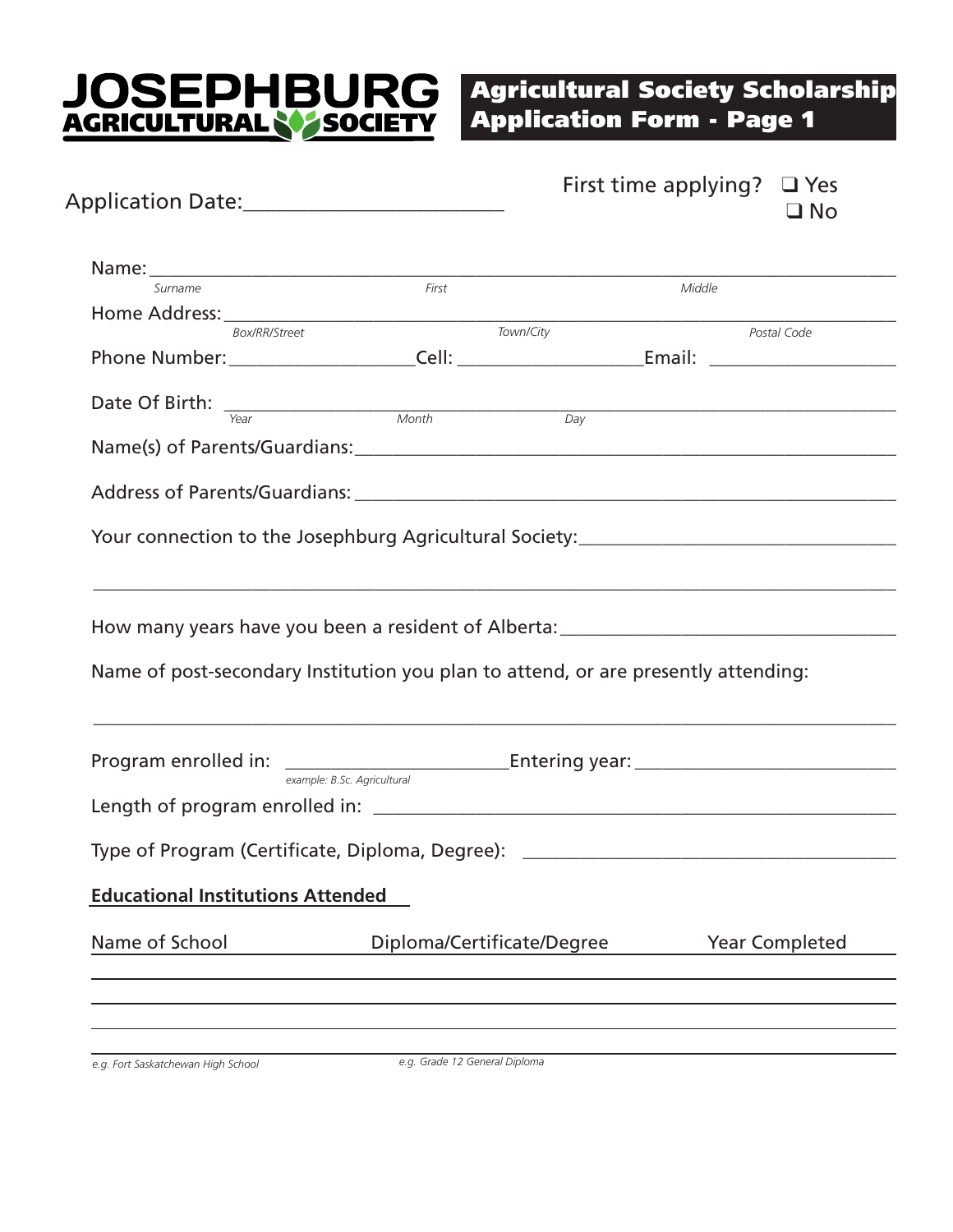**JOSEPHBURG AGRICULTURAL SOCIETY**

# Agricultural Society Scholarship Application Form - Page 1

Application Date:________________________

First time applying? ❑ Yes ❑ No

Name: ______________________________________________________________________
*Surname* *First* *Middle*

Home Address: ______________________________________________________________
*Box/RR/Street* *Town/City* *Postal Code*

Phone Number: ___________________ Cell: ___________________ Email: ___________________

Date Of Birth: ______________________________________________________________
*Year* *Month* *Day*

Name(s) of Parents/Guardians: ________________________________________________

Address of Parents/Guardians: ________________________________________________

Your connection to the Josephburg Agricultural Society: ______________________________

______________________________________________________________________________

How many years have you been a resident of Alberta: __________________________________

Name of post-secondary Institution you plan to attend, or are presently attending:

______________________________________________________________________________

Program enrolled in: ________________________ Entering year: ___________________________
*example: B.Sc. Agricultural*

Length of program enrolled in: ______________________________________________________

Type of Program (Certificate, Diploma, Degree): _______________________________________

**Educational Institutions Attended**

| Name of School | Diploma/Certificate/Degree | Year Completed |
|---|---|---|
| | | |
| | | |
| | | |
| | | |
| *e.g. Fort Saskatchewan High School* | *e.g. Grade 12 General Diploma* | |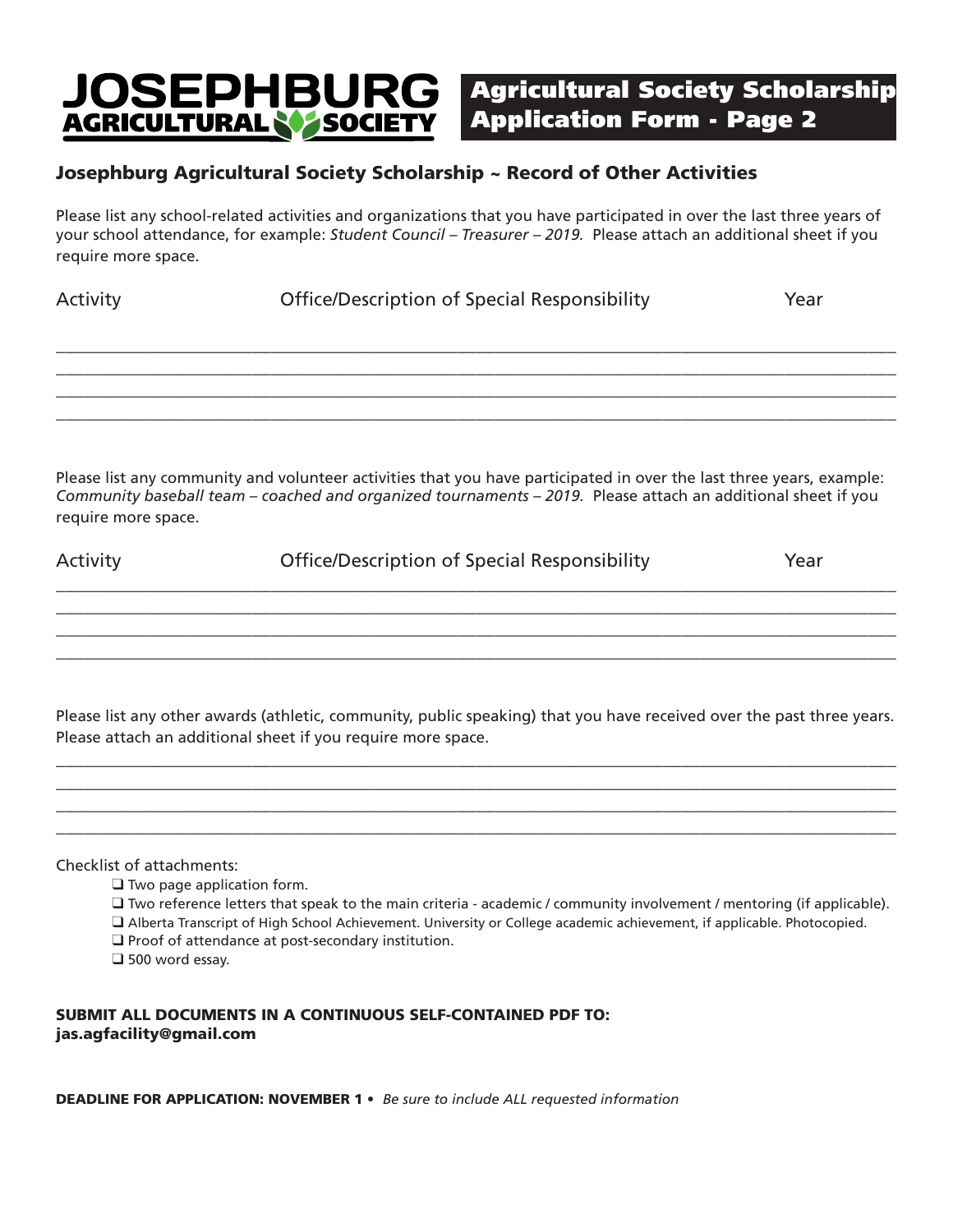# JOSEPHBURG AGRICULTURAL SOCIETY

**Agricultural Society Scholarship Application Form - Page 2**

## Josephburg Agricultural Society Scholarship ~ Record of Other Activities

Please list any school-related activities and organizations that you have participated in over the last three years of your school attendance, for example: *Student Council – Treasurer – 2019.* Please attach an additional sheet if you require more space.

| Activity | Office/Description of Special Responsibility | Year |
|---|---|---|
| | | |
| | | |
| | | |
| | | |

Please list any community and volunteer activities that you have participated in over the last three years, example: *Community baseball team – coached and organized tournaments – 2019.* Please attach an additional sheet if you require more space.

| Activity | Office/Description of Special Responsibility | Year |
|---|---|---|
| | | |
| | | |
| | | |
| | | |

Please list any other awards (athletic, community, public speaking) that you have received over the past three years. Please attach an additional sheet if you require more space.

_______________________________________________

_______________________________________________

_______________________________________________

_______________________________________________

Checklist of attachments:

- ☐ Two page application form.
- ☐ Two reference letters that speak to the main criteria - academic / community involvement / mentoring (if applicable).
- ☐ Alberta Transcript of High School Achievement. University or College academic achievement, if applicable. Photocopied.
- ☐ Proof of attendance at post-secondary institution.
- ☐ 500 word essay.

**SUBMIT ALL DOCUMENTS IN A CONTINUOUS SELF-CONTAINED PDF TO:**
**jas.agfacility@gmail.com**

**DEADLINE FOR APPLICATION: NOVEMBER 1** • *Be sure to include ALL requested information*